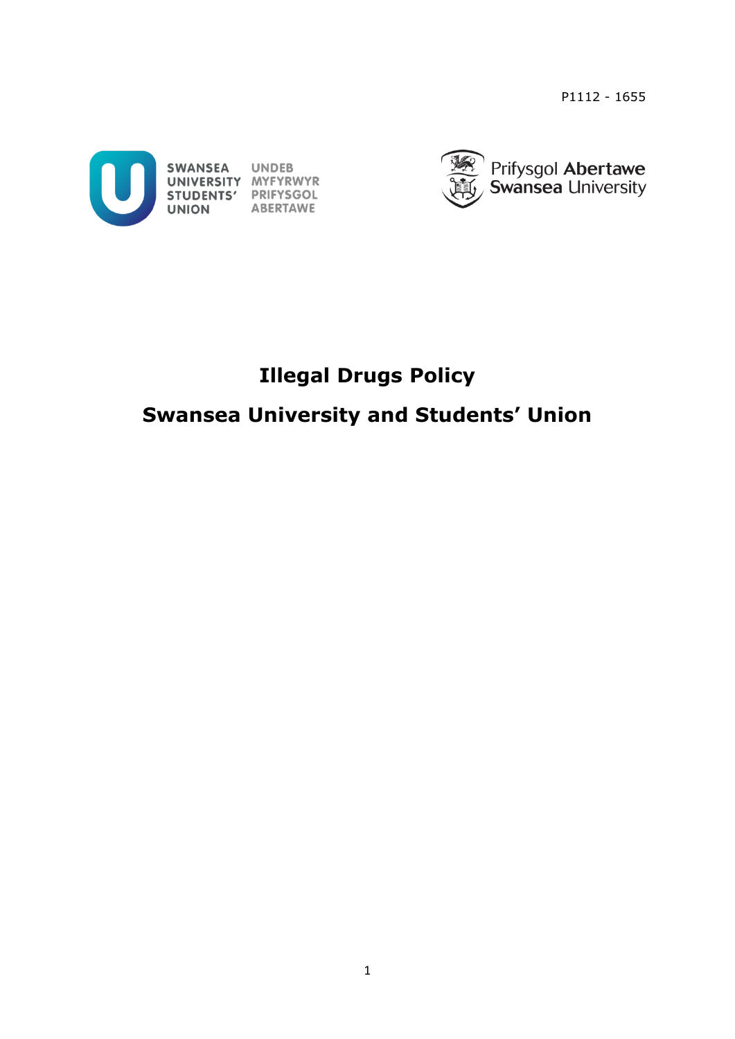P1112 - 1655

SWANSEA UNIVERSITY STUDENTS' UNION

UNDEB MYFYRWYR PRIFYSGOL ABERTAWE

Prifysgol Abertawe Swansea University

# Illegal Drugs Policy

# Swansea University and Students' Union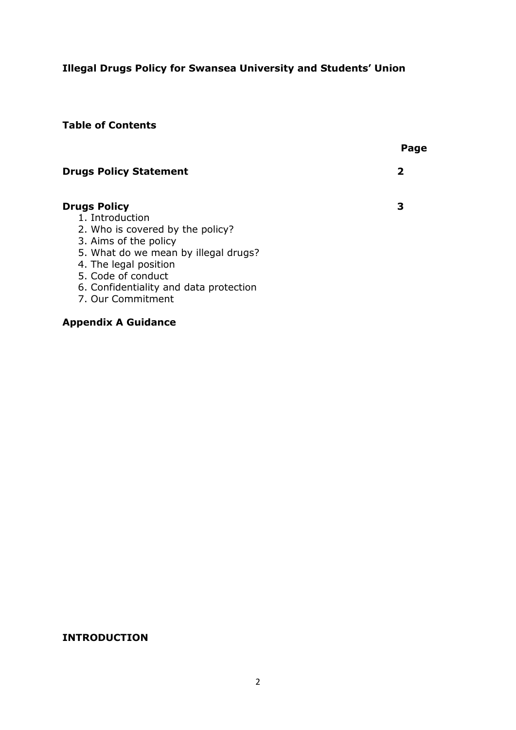**Illegal Drugs Policy for Swansea University and Students' Union**

**Table of Contents**

| | **Page** |
|---|---|
| **Drugs Policy Statement** | **2** |
| **Drugs Policy** | **3** |

1. Introduction
2. Who is covered by the policy?
3. Aims of the policy
5. What do we mean by illegal drugs?
4. The legal position
5. Code of conduct
6. Confidentiality and data protection
7. Our Commitment

**Appendix A Guidance**

## INTRODUCTION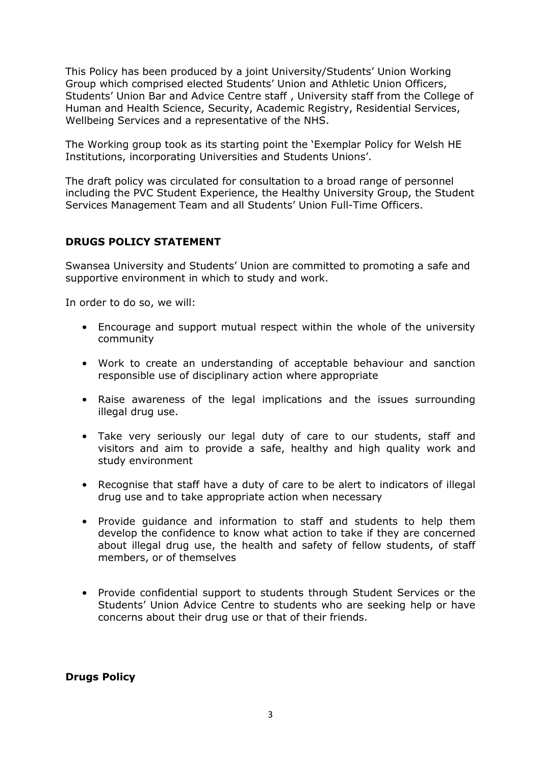This Policy has been produced by a joint University/Students' Union Working Group which comprised elected Students' Union and Athletic Union Officers, Students' Union Bar and Advice Centre staff , University staff from the College of Human and Health Science, Security, Academic Registry, Residential Services, Wellbeing Services and a representative of the NHS.

The Working group took as its starting point the 'Exemplar Policy for Welsh HE Institutions, incorporating Universities and Students Unions'.

The draft policy was circulated for consultation to a broad range of personnel including the PVC Student Experience, the Healthy University Group, the Student Services Management Team and all Students' Union Full-Time Officers.

## DRUGS POLICY STATEMENT

Swansea University and Students' Union are committed to promoting a safe and supportive environment in which to study and work.

In order to do so, we will:

- Encourage and support mutual respect within the whole of the university community
- Work to create an understanding of acceptable behaviour and sanction responsible use of disciplinary action where appropriate
- Raise awareness of the legal implications and the issues surrounding illegal drug use.
- Take very seriously our legal duty of care to our students, staff and visitors and aim to provide a safe, healthy and high quality work and study environment
- Recognise that staff have a duty of care to be alert to indicators of illegal drug use and to take appropriate action when necessary
- Provide guidance and information to staff and students to help them develop the confidence to know what action to take if they are concerned about illegal drug use, the health and safety of fellow students, of staff members, or of themselves
- Provide confidential support to students through Student Services or the Students' Union Advice Centre to students who are seeking help or have concerns about their drug use or that of their friends.

## Drugs Policy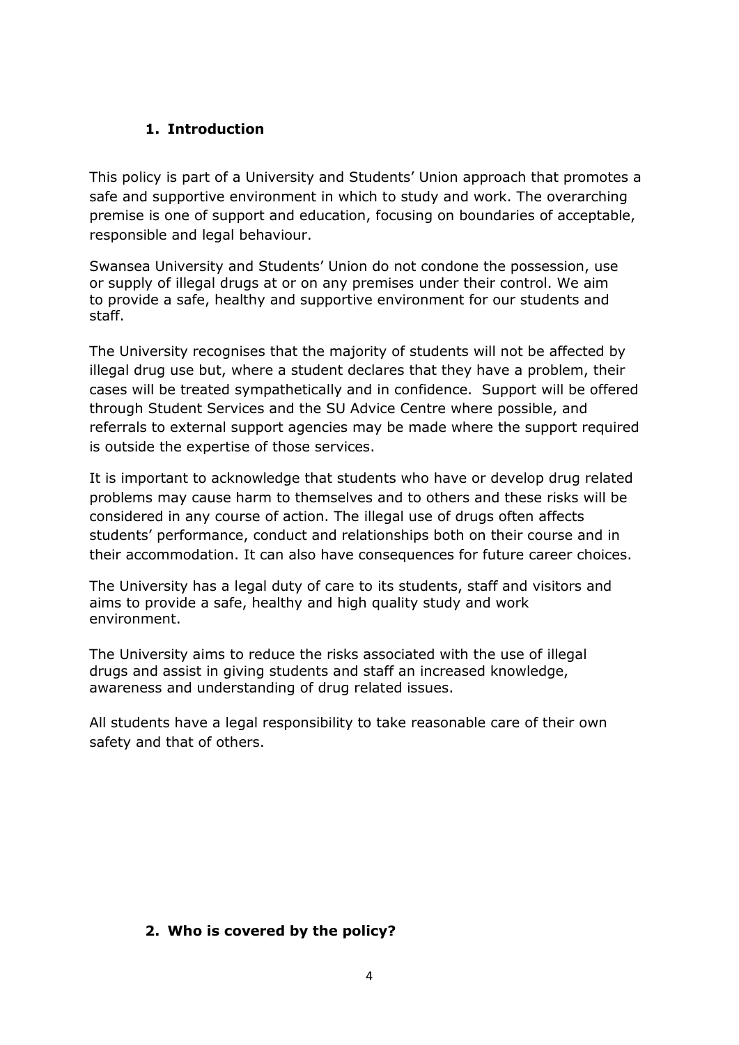## 1. Introduction

This policy is part of a University and Students' Union approach that promotes a safe and supportive environment in which to study and work. The overarching premise is one of support and education, focusing on boundaries of acceptable, responsible and legal behaviour.

Swansea University and Students' Union do not condone the possession, use or supply of illegal drugs at or on any premises under their control. We aim to provide a safe, healthy and supportive environment for our students and staff.

The University recognises that the majority of students will not be affected by illegal drug use but, where a student declares that they have a problem, their cases will be treated sympathetically and in confidence. Support will be offered through Student Services and the SU Advice Centre where possible, and referrals to external support agencies may be made where the support required is outside the expertise of those services.

It is important to acknowledge that students who have or develop drug related problems may cause harm to themselves and to others and these risks will be considered in any course of action. The illegal use of drugs often affects students' performance, conduct and relationships both on their course and in their accommodation. It can also have consequences for future career choices.

The University has a legal duty of care to its students, staff and visitors and aims to provide a safe, healthy and high quality study and work environment.

The University aims to reduce the risks associated with the use of illegal drugs and assist in giving students and staff an increased knowledge, awareness and understanding of drug related issues.

All students have a legal responsibility to take reasonable care of their own safety and that of others.

## 2. Who is covered by the policy?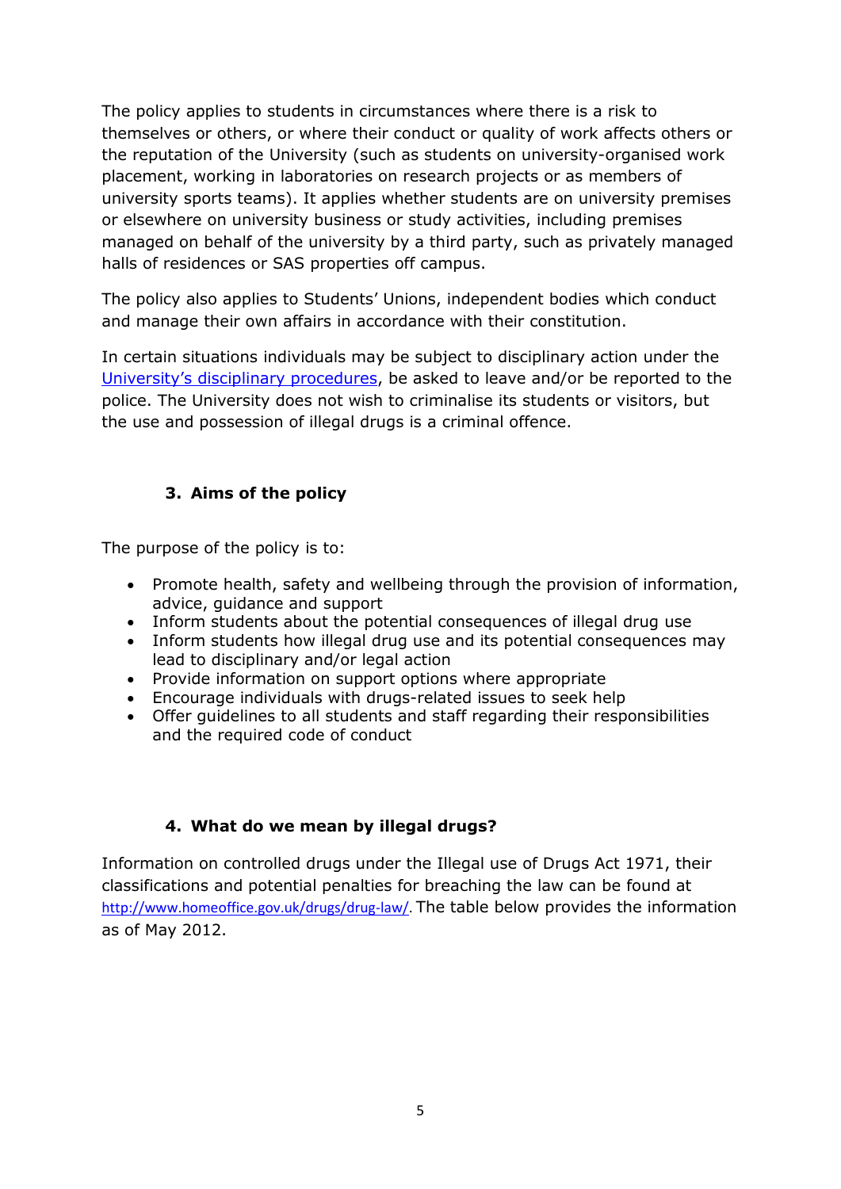The policy applies to students in circumstances where there is a risk to themselves or others, or where their conduct or quality of work affects others or the reputation of the University (such as students on university-organised work placement, working in laboratories on research projects or as members of university sports teams). It applies whether students are on university premises or elsewhere on university business or study activities, including premises managed on behalf of the university by a third party, such as privately managed halls of residences or SAS properties off campus.

The policy also applies to Students' Unions, independent bodies which conduct and manage their own affairs in accordance with their constitution.

In certain situations individuals may be subject to disciplinary action under the University's disciplinary procedures, be asked to leave and/or be reported to the police. The University does not wish to criminalise its students or visitors, but the use and possession of illegal drugs is a criminal offence.

## 3. Aims of the policy

The purpose of the policy is to:

- Promote health, safety and wellbeing through the provision of information, advice, guidance and support
- Inform students about the potential consequences of illegal drug use
- Inform students how illegal drug use and its potential consequences may lead to disciplinary and/or legal action
- Provide information on support options where appropriate
- Encourage individuals with drugs-related issues to seek help
- Offer guidelines to all students and staff regarding their responsibilities and the required code of conduct

## 4. What do we mean by illegal drugs?

Information on controlled drugs under the Illegal use of Drugs Act 1971, their classifications and potential penalties for breaching the law can be found at http://www.homeoffice.gov.uk/drugs/drug-law/. The table below provides the information as of May 2012.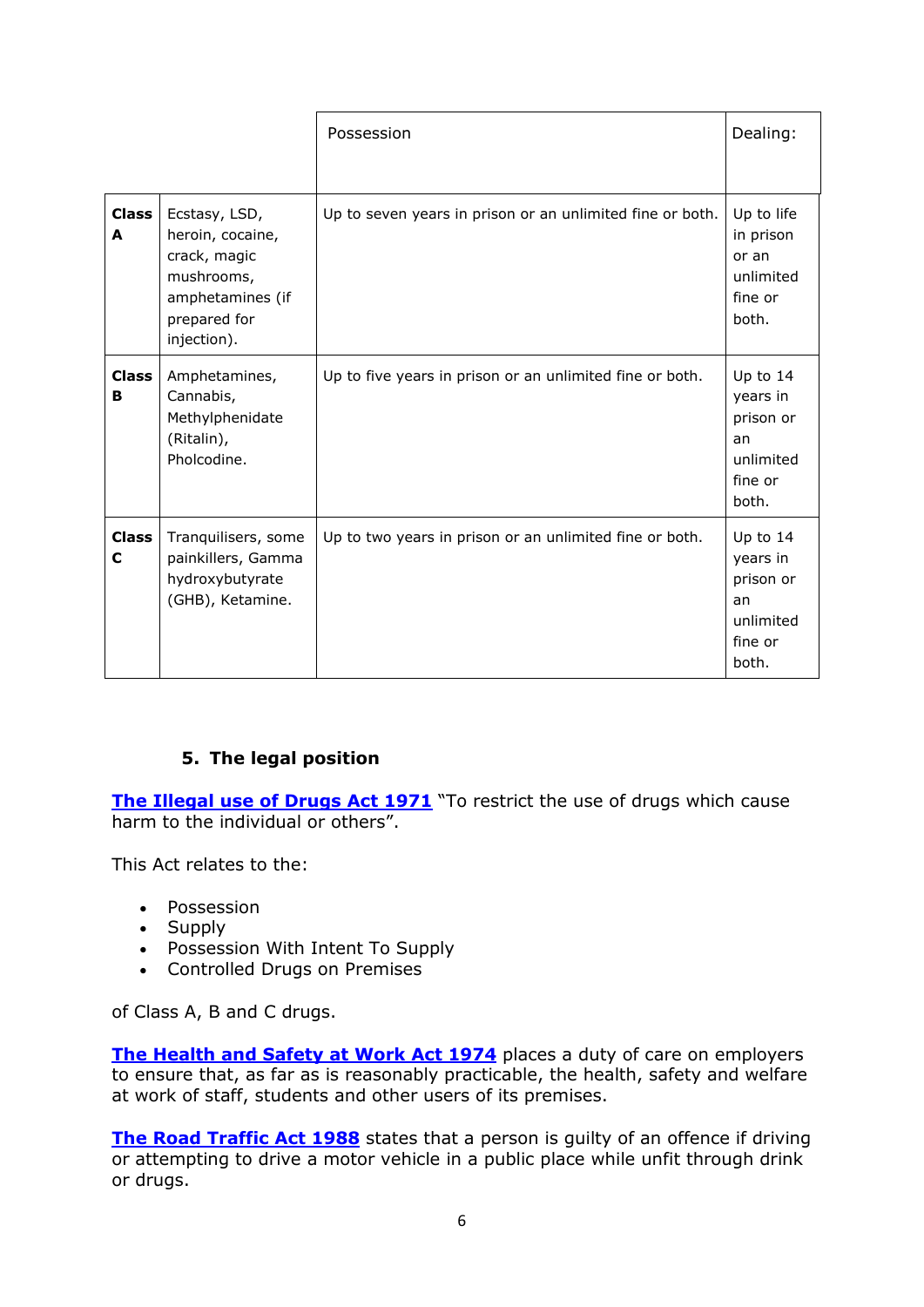| | | Possession | Dealing: |
|---|---|---|---|
| **Class A** | Ecstasy, LSD, heroin, cocaine, crack, magic mushrooms, amphetamines (if prepared for injection). | Up to seven years in prison or an unlimited fine or both. | Up to life in prison or an unlimited fine or both. |
| **Class B** | Amphetamines, Cannabis, Methylphenidate (Ritalin), Pholcodine. | Up to five years in prison or an unlimited fine or both. | Up to 14 years in prison or an unlimited fine or both. |
| **Class C** | Tranquilisers, some painkillers, Gamma hydroxybutyrate (GHB), Ketamine. | Up to two years in prison or an unlimited fine or both. | Up to 14 years in prison or an unlimited fine or both. |

## 5. The legal position

**The Illegal use of Drugs Act 1971** "To restrict the use of drugs which cause harm to the individual or others".

This Act relates to the:

- Possession
- Supply
- Possession With Intent To Supply
- Controlled Drugs on Premises

of Class A, B and C drugs.

**The Health and Safety at Work Act 1974** places a duty of care on employers to ensure that, as far as is reasonably practicable, the health, safety and welfare at work of staff, students and other users of its premises.

**The Road Traffic Act 1988** states that a person is guilty of an offence if driving or attempting to drive a motor vehicle in a public place while unfit through drink or drugs.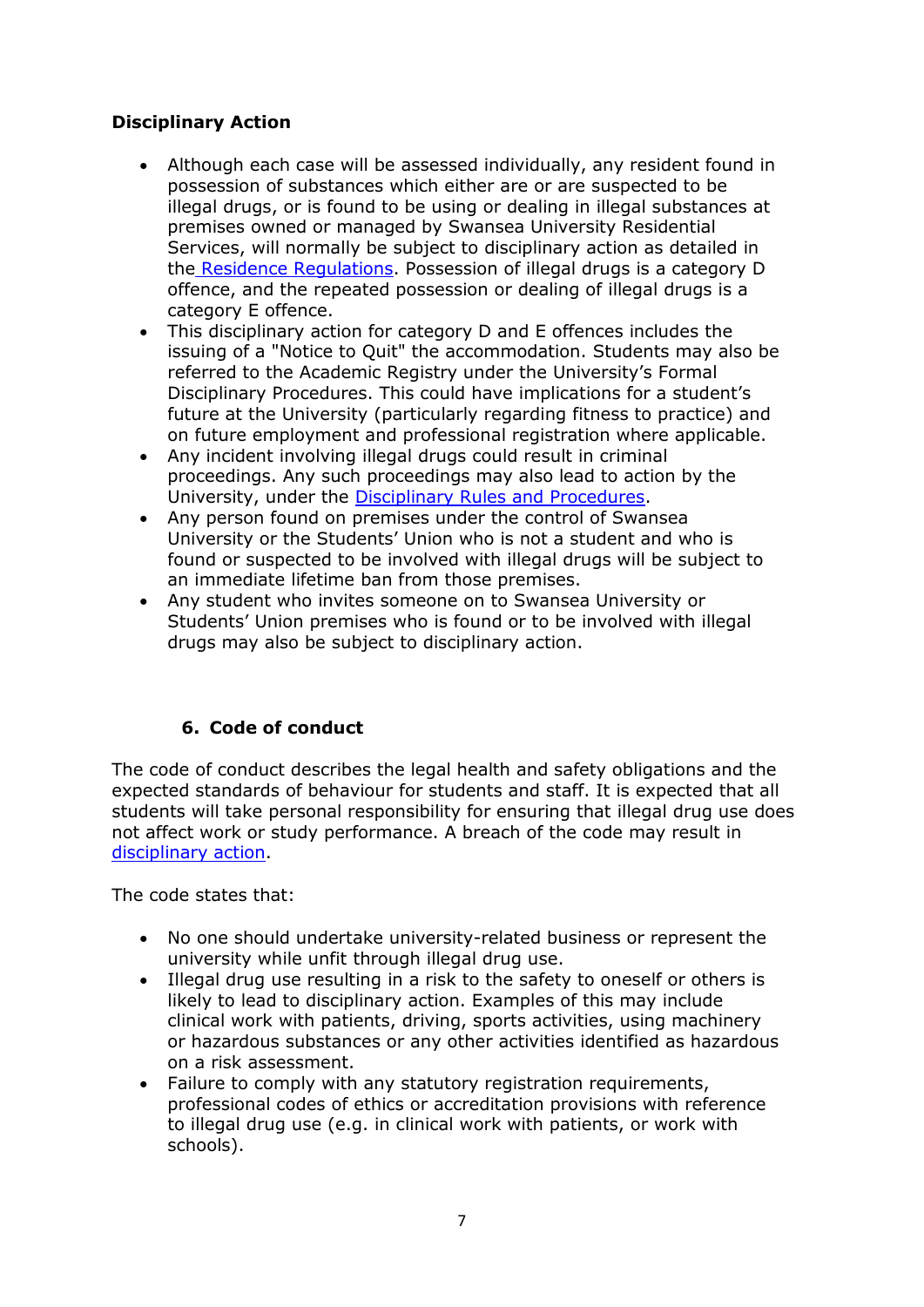**Disciplinary Action**

- Although each case will be assessed individually, any resident found in possession of substances which either are or are suspected to be illegal drugs, or is found to be using or dealing in illegal substances at premises owned or managed by Swansea University Residential Services, will normally be subject to disciplinary action as detailed in the [Residence Regulations](). Possession of illegal drugs is a category D offence, and the repeated possession or dealing of illegal drugs is a category E offence.
- This disciplinary action for category D and E offences includes the issuing of a "Notice to Quit" the accommodation. Students may also be referred to the Academic Registry under the University's Formal Disciplinary Procedures. This could have implications for a student's future at the University (particularly regarding fitness to practice) and on future employment and professional registration where applicable.
- Any incident involving illegal drugs could result in criminal proceedings. Any such proceedings may also lead to action by the University, under the [Disciplinary Rules and Procedures]().
- Any person found on premises under the control of Swansea University or the Students' Union who is not a student and who is found or suspected to be involved with illegal drugs will be subject to an immediate lifetime ban from those premises.
- Any student who invites someone on to Swansea University or Students' Union premises who is found or to be involved with illegal drugs may also be subject to disciplinary action.

## 6. Code of conduct

The code of conduct describes the legal health and safety obligations and the expected standards of behaviour for students and staff. It is expected that all students will take personal responsibility for ensuring that illegal drug use does not affect work or study performance. A breach of the code may result in [disciplinary action]().

The code states that:

- No one should undertake university-related business or represent the university while unfit through illegal drug use.
- Illegal drug use resulting in a risk to the safety to oneself or others is likely to lead to disciplinary action. Examples of this may include clinical work with patients, driving, sports activities, using machinery or hazardous substances or any other activities identified as hazardous on a risk assessment.
- Failure to comply with any statutory registration requirements, professional codes of ethics or accreditation provisions with reference to illegal drug use (e.g. in clinical work with patients, or work with schools).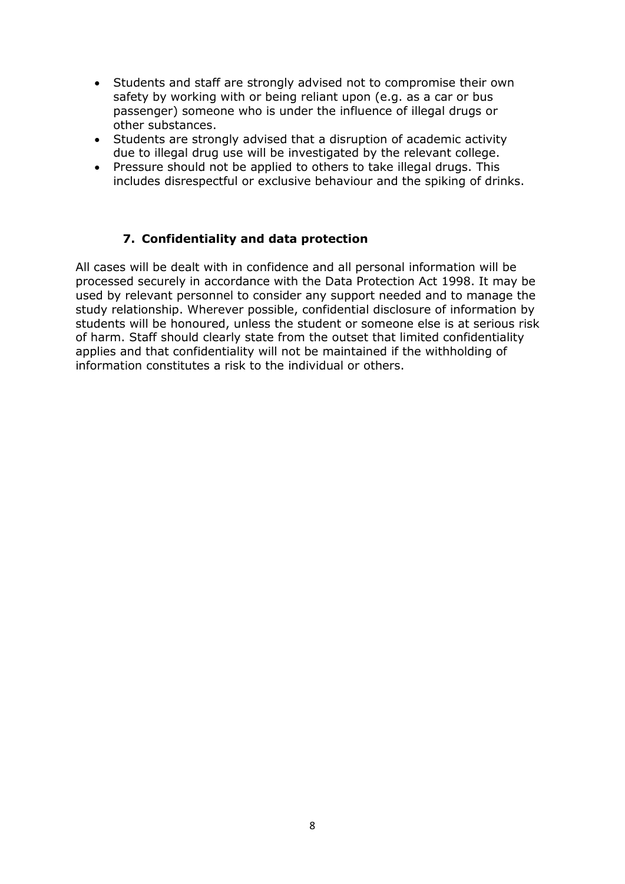- Students and staff are strongly advised not to compromise their own safety by working with or being reliant upon (e.g. as a car or bus passenger) someone who is under the influence of illegal drugs or other substances.
- Students are strongly advised that a disruption of academic activity due to illegal drug use will be investigated by the relevant college.
- Pressure should not be applied to others to take illegal drugs. This includes disrespectful or exclusive behaviour and the spiking of drinks.

## 7. Confidentiality and data protection

All cases will be dealt with in confidence and all personal information will be processed securely in accordance with the Data Protection Act 1998. It may be used by relevant personnel to consider any support needed and to manage the study relationship. Wherever possible, confidential disclosure of information by students will be honoured, unless the student or someone else is at serious risk of harm. Staff should clearly state from the outset that limited confidentiality applies and that confidentiality will not be maintained if the withholding of information constitutes a risk to the individual or others.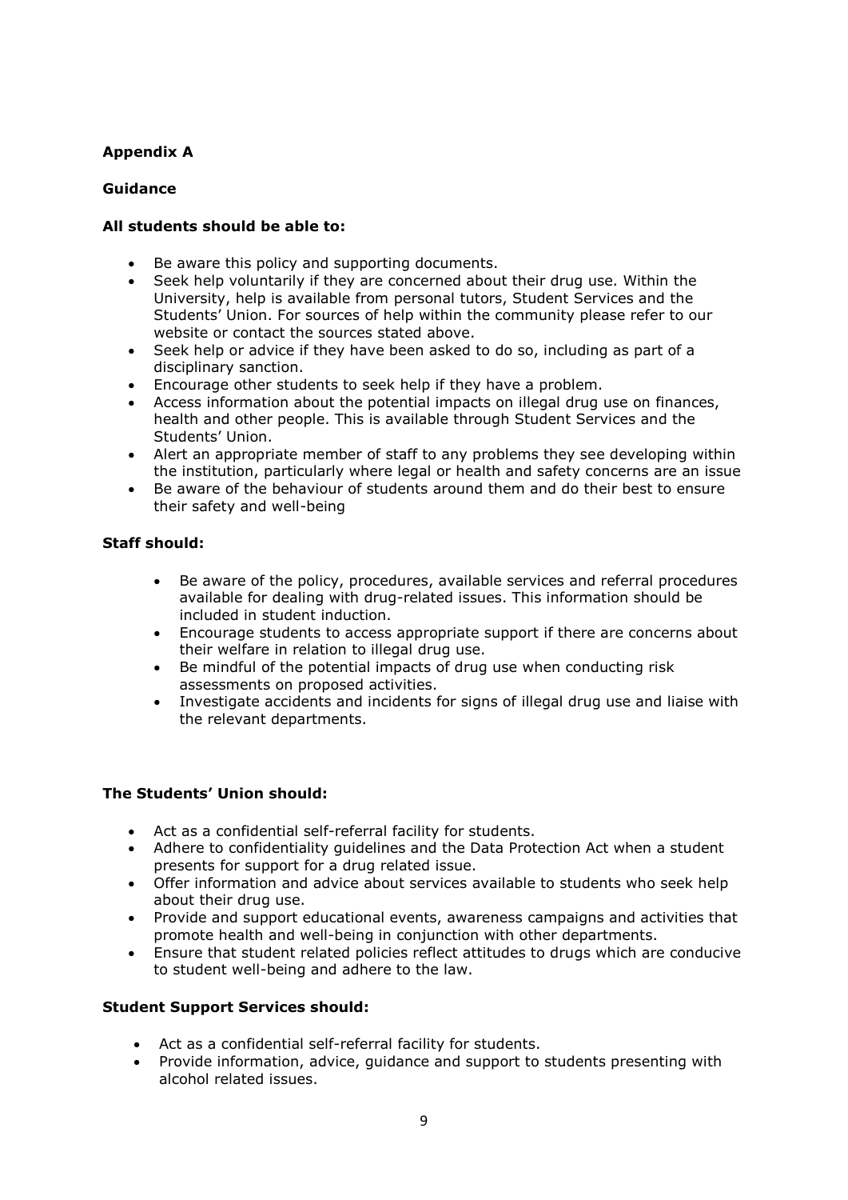**Appendix A**

**Guidance**

**All students should be able to:**

- Be aware this policy and supporting documents.
- Seek help voluntarily if they are concerned about their drug use. Within the University, help is available from personal tutors, Student Services and the Students' Union. For sources of help within the community please refer to our website or contact the sources stated above.
- Seek help or advice if they have been asked to do so, including as part of a disciplinary sanction.
- Encourage other students to seek help if they have a problem.
- Access information about the potential impacts on illegal drug use on finances, health and other people. This is available through Student Services and the Students' Union.
- Alert an appropriate member of staff to any problems they see developing within the institution, particularly where legal or health and safety concerns are an issue
- Be aware of the behaviour of students around them and do their best to ensure their safety and well-being

**Staff should:**

- Be aware of the policy, procedures, available services and referral procedures available for dealing with drug-related issues. This information should be included in student induction.
- Encourage students to access appropriate support if there are concerns about their welfare in relation to illegal drug use.
- Be mindful of the potential impacts of drug use when conducting risk assessments on proposed activities.
- Investigate accidents and incidents for signs of illegal drug use and liaise with the relevant departments.

**The Students' Union should:**

- Act as a confidential self-referral facility for students.
- Adhere to confidentiality guidelines and the Data Protection Act when a student presents for support for a drug related issue.
- Offer information and advice about services available to students who seek help about their drug use.
- Provide and support educational events, awareness campaigns and activities that promote health and well-being in conjunction with other departments.
- Ensure that student related policies reflect attitudes to drugs which are conducive to student well-being and adhere to the law.

**Student Support Services should:**

- Act as a confidential self-referral facility for students.
- Provide information, advice, guidance and support to students presenting with alcohol related issues.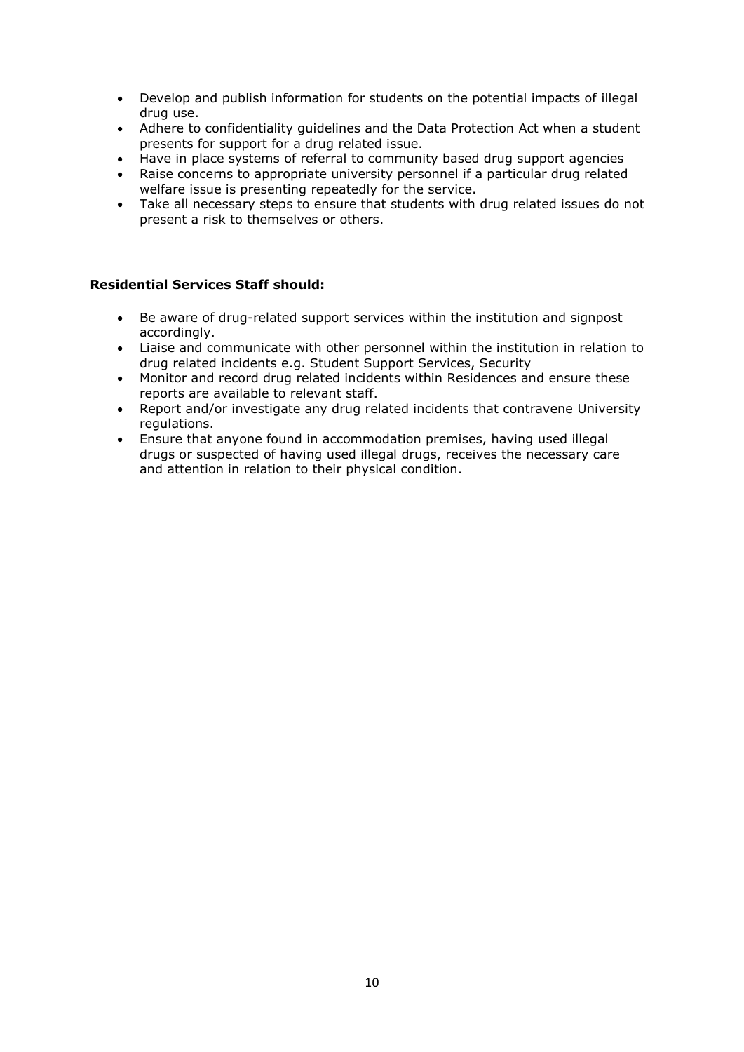- Develop and publish information for students on the potential impacts of illegal drug use.
- Adhere to confidentiality guidelines and the Data Protection Act when a student presents for support for a drug related issue.
- Have in place systems of referral to community based drug support agencies
- Raise concerns to appropriate university personnel if a particular drug related welfare issue is presenting repeatedly for the service.
- Take all necessary steps to ensure that students with drug related issues do not present a risk to themselves or others.

**Residential Services Staff should:**

- Be aware of drug-related support services within the institution and signpost accordingly.
- Liaise and communicate with other personnel within the institution in relation to drug related incidents e.g. Student Support Services, Security
- Monitor and record drug related incidents within Residences and ensure these reports are available to relevant staff.
- Report and/or investigate any drug related incidents that contravene University regulations.
- Ensure that anyone found in accommodation premises, having used illegal drugs or suspected of having used illegal drugs, receives the necessary care and attention in relation to their physical condition.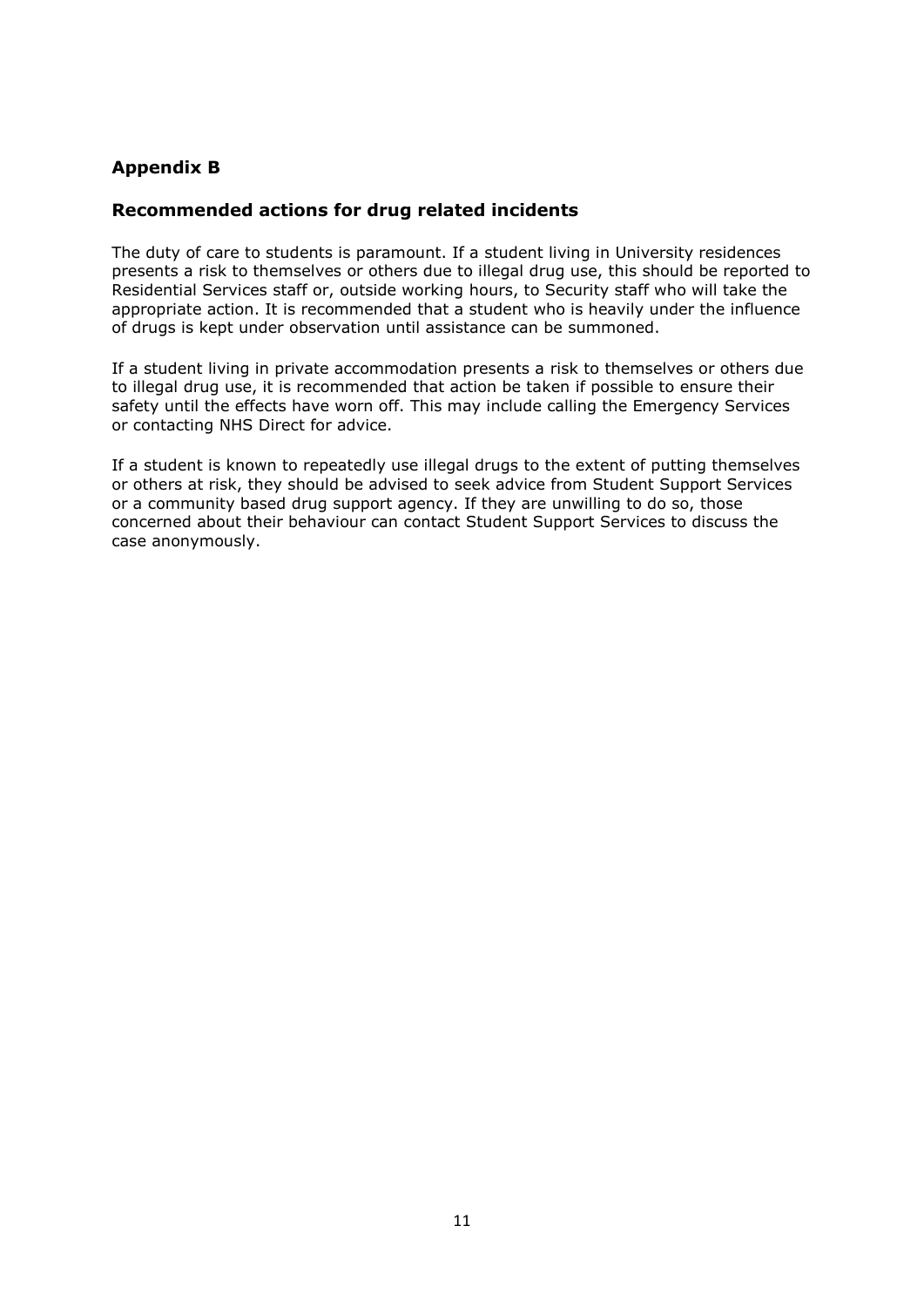## Appendix B

### Recommended actions for drug related incidents

The duty of care to students is paramount. If a student living in University residences presents a risk to themselves or others due to illegal drug use, this should be reported to Residential Services staff or, outside working hours, to Security staff who will take the appropriate action. It is recommended that a student who is heavily under the influence of drugs is kept under observation until assistance can be summoned.

If a student living in private accommodation presents a risk to themselves or others due to illegal drug use, it is recommended that action be taken if possible to ensure their safety until the effects have worn off. This may include calling the Emergency Services or contacting NHS Direct for advice.

If a student is known to repeatedly use illegal drugs to the extent of putting themselves or others at risk, they should be advised to seek advice from Student Support Services or a community based drug support agency. If they are unwilling to do so, those concerned about their behaviour can contact Student Support Services to discuss the case anonymously.